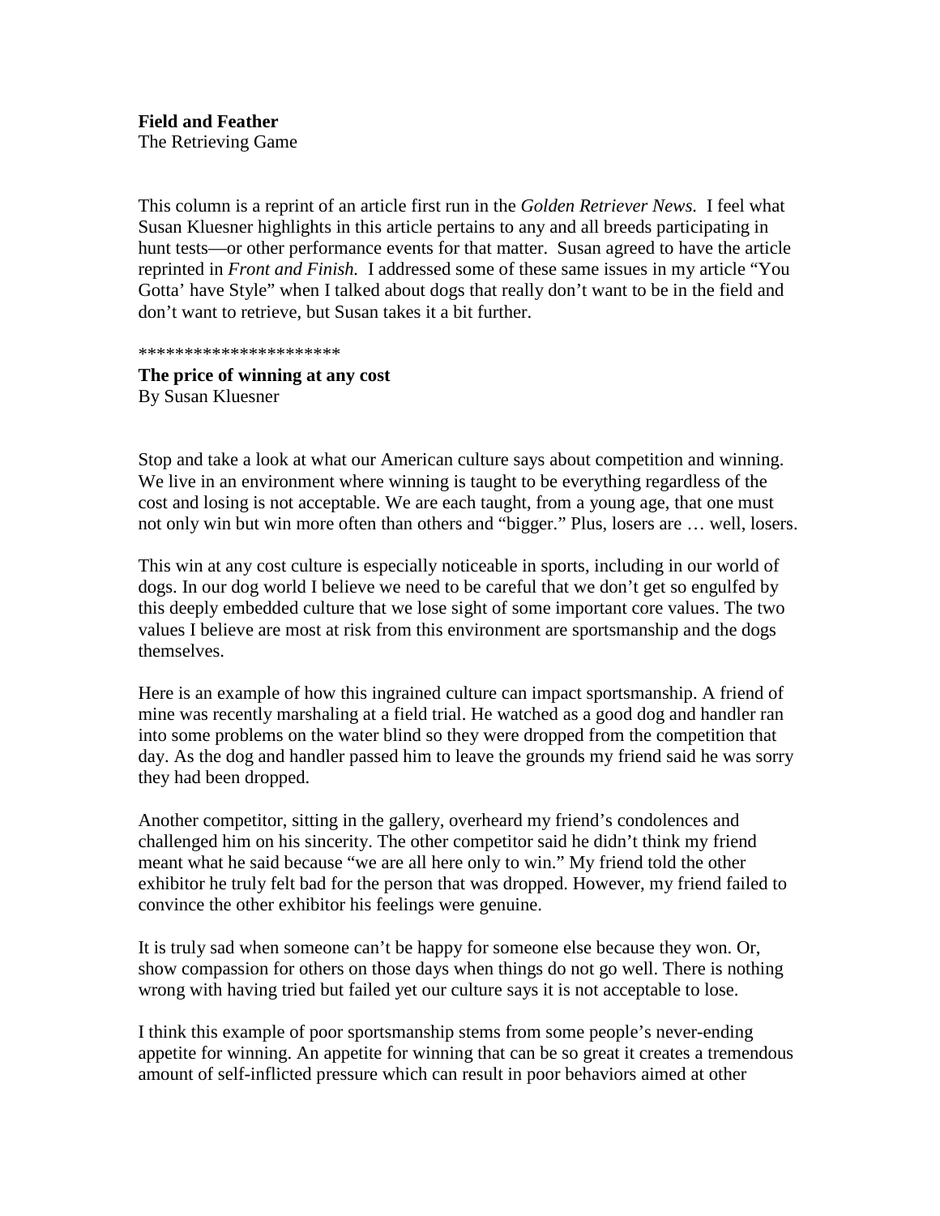**Field and Feather**
The Retrieving Game

This column is a reprint of an article first run in the *Golden Retriever News*. I feel what Susan Kluesner highlights in this article pertains to any and all breeds participating in hunt tests—or other performance events for that matter. Susan agreed to have the article reprinted in *Front and Finish*. I addressed some of these same issues in my article "You Gotta' have Style" when I talked about dogs that really don't want to be in the field and don't want to retrieve, but Susan takes it a bit further.

*********************

**The price of winning at any cost**
By Susan Kluesner

Stop and take a look at what our American culture says about competition and winning. We live in an environment where winning is taught to be everything regardless of the cost and losing is not acceptable. We are each taught, from a young age, that one must not only win but win more often than others and "bigger." Plus, losers are … well, losers.

This win at any cost culture is especially noticeable in sports, including in our world of dogs. In our dog world I believe we need to be careful that we don't get so engulfed by this deeply embedded culture that we lose sight of some important core values. The two values I believe are most at risk from this environment are sportsmanship and the dogs themselves.

Here is an example of how this ingrained culture can impact sportsmanship. A friend of mine was recently marshaling at a field trial. He watched as a good dog and handler ran into some problems on the water blind so they were dropped from the competition that day. As the dog and handler passed him to leave the grounds my friend said he was sorry they had been dropped.

Another competitor, sitting in the gallery, overheard my friend's condolences and challenged him on his sincerity. The other competitor said he didn't think my friend meant what he said because "we are all here only to win." My friend told the other exhibitor he truly felt bad for the person that was dropped. However, my friend failed to convince the other exhibitor his feelings were genuine.

It is truly sad when someone can't be happy for someone else because they won. Or, show compassion for others on those days when things do not go well. There is nothing wrong with having tried but failed yet our culture says it is not acceptable to lose.

I think this example of poor sportsmanship stems from some people's never-ending appetite for winning. An appetite for winning that can be so great it creates a tremendous amount of self-inflicted pressure which can result in poor behaviors aimed at other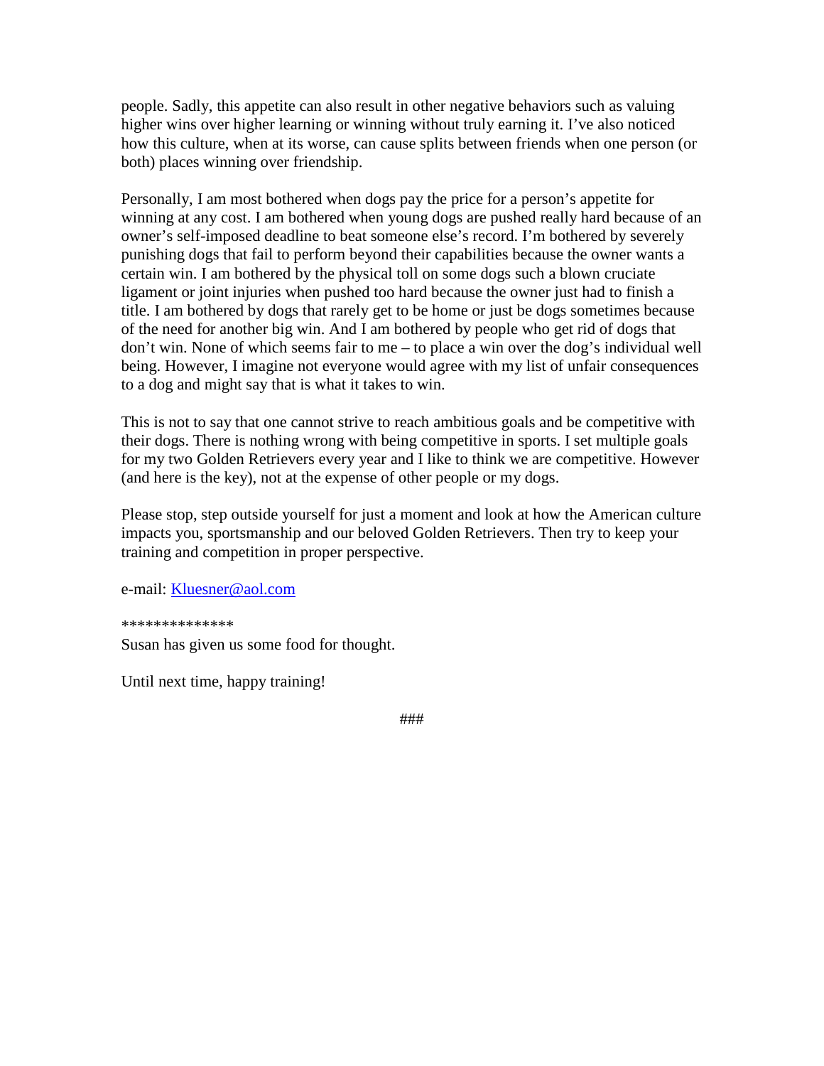people. Sadly, this appetite can also result in other negative behaviors such as valuing higher wins over higher learning or winning without truly earning it. I've also noticed how this culture, when at its worse, can cause splits between friends when one person (or both) places winning over friendship.

Personally, I am most bothered when dogs pay the price for a person's appetite for winning at any cost. I am bothered when young dogs are pushed really hard because of an owner's self-imposed deadline to beat someone else's record. I'm bothered by severely punishing dogs that fail to perform beyond their capabilities because the owner wants a certain win. I am bothered by the physical toll on some dogs such a blown cruciate ligament or joint injuries when pushed too hard because the owner just had to finish a title. I am bothered by dogs that rarely get to be home or just be dogs sometimes because of the need for another big win. And I am bothered by people who get rid of dogs that don't win. None of which seems fair to me – to place a win over the dog's individual well being. However, I imagine not everyone would agree with my list of unfair consequences to a dog and might say that is what it takes to win.

This is not to say that one cannot strive to reach ambitious goals and be competitive with their dogs. There is nothing wrong with being competitive in sports. I set multiple goals for my two Golden Retrievers every year and I like to think we are competitive. However (and here is the key), not at the expense of other people or my dogs.

Please stop, step outside yourself for just a moment and look at how the American culture impacts you, sportsmanship and our beloved Golden Retrievers. Then try to keep your training and competition in proper perspective.

e-mail: Kluesner@aol.com

**************

Susan has given us some food for thought.

Until next time, happy training!

###